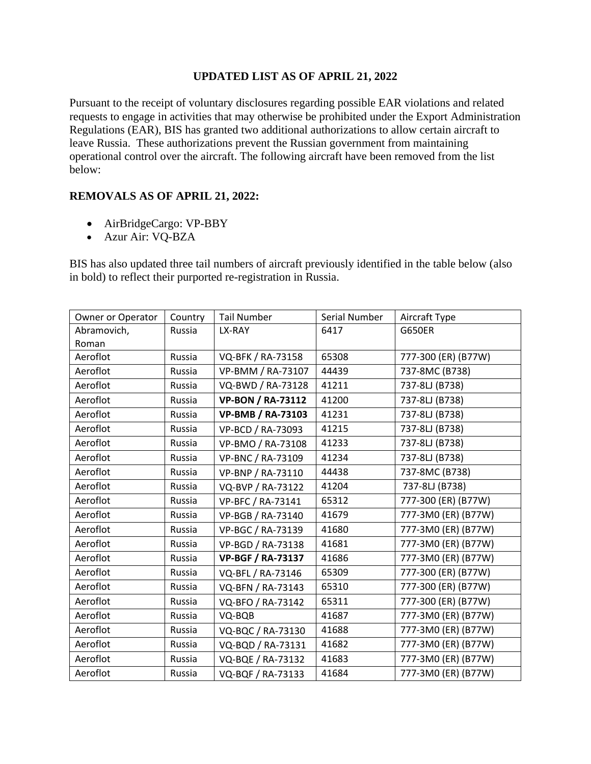**UPDATED LIST AS OF APRIL 21, 2022**

Pursuant to the receipt of voluntary disclosures regarding possible EAR violations and related requests to engage in activities that may otherwise be prohibited under the Export Administration Regulations (EAR), BIS has granted two additional authorizations to allow certain aircraft to leave Russia. These authorizations prevent the Russian government from maintaining operational control over the aircraft. The following aircraft have been removed from the list below:

**REMOVALS AS OF APRIL 21, 2022:**

- AirBridgeCargo: VP-BBY
- Azur Air: VQ-BZA

BIS has also updated three tail numbers of aircraft previously identified in the table below (also in bold) to reflect their purported re-registration in Russia.

| Owner or Operator | Country | Tail Number | Serial Number | Aircraft Type |
|---|---|---|---|---|
| Abramovich, Roman | Russia | LX-RAY | 6417 | G650ER |
| Aeroflot | Russia | VQ-BFK / RA-73158 | 65308 | 777-300 (ER) (B77W) |
| Aeroflot | Russia | VP-BMM / RA-73107 | 44439 | 737-8MC (B738) |
| Aeroflot | Russia | VQ-BWD / RA-73128 | 41211 | 737-8LJ (B738) |
| Aeroflot | Russia | **VP-BON / RA-73112** | 41200 | 737-8LJ (B738) |
| Aeroflot | Russia | **VP-BMB / RA-73103** | 41231 | 737-8LJ (B738) |
| Aeroflot | Russia | VP-BCD / RA-73093 | 41215 | 737-8LJ (B738) |
| Aeroflot | Russia | VP-BMO / RA-73108 | 41233 | 737-8LJ (B738) |
| Aeroflot | Russia | VP-BNC / RA-73109 | 41234 | 737-8LJ (B738) |
| Aeroflot | Russia | VP-BNP / RA-73110 | 44438 | 737-8MC (B738) |
| Aeroflot | Russia | VQ-BVP / RA-73122 | 41204 | 737-8LJ (B738) |
| Aeroflot | Russia | VP-BFC / RA-73141 | 65312 | 777-300 (ER) (B77W) |
| Aeroflot | Russia | VP-BGB / RA-73140 | 41679 | 777-3M0 (ER) (B77W) |
| Aeroflot | Russia | VP-BGC / RA-73139 | 41680 | 777-3M0 (ER) (B77W) |
| Aeroflot | Russia | VP-BGD / RA-73138 | 41681 | 777-3M0 (ER) (B77W) |
| Aeroflot | Russia | **VP-BGF / RA-73137** | 41686 | 777-3M0 (ER) (B77W) |
| Aeroflot | Russia | VQ-BFL / RA-73146 | 65309 | 777-300 (ER) (B77W) |
| Aeroflot | Russia | VQ-BFN / RA-73143 | 65310 | 777-300 (ER) (B77W) |
| Aeroflot | Russia | VQ-BFO / RA-73142 | 65311 | 777-300 (ER) (B77W) |
| Aeroflot | Russia | VQ-BQB | 41687 | 777-3M0 (ER) (B77W) |
| Aeroflot | Russia | VQ-BQC / RA-73130 | 41688 | 777-3M0 (ER) (B77W) |
| Aeroflot | Russia | VQ-BQD / RA-73131 | 41682 | 777-3M0 (ER) (B77W) |
| Aeroflot | Russia | VQ-BQE / RA-73132 | 41683 | 777-3M0 (ER) (B77W) |
| Aeroflot | Russia | VQ-BQF / RA-73133 | 41684 | 777-3M0 (ER) (B77W) |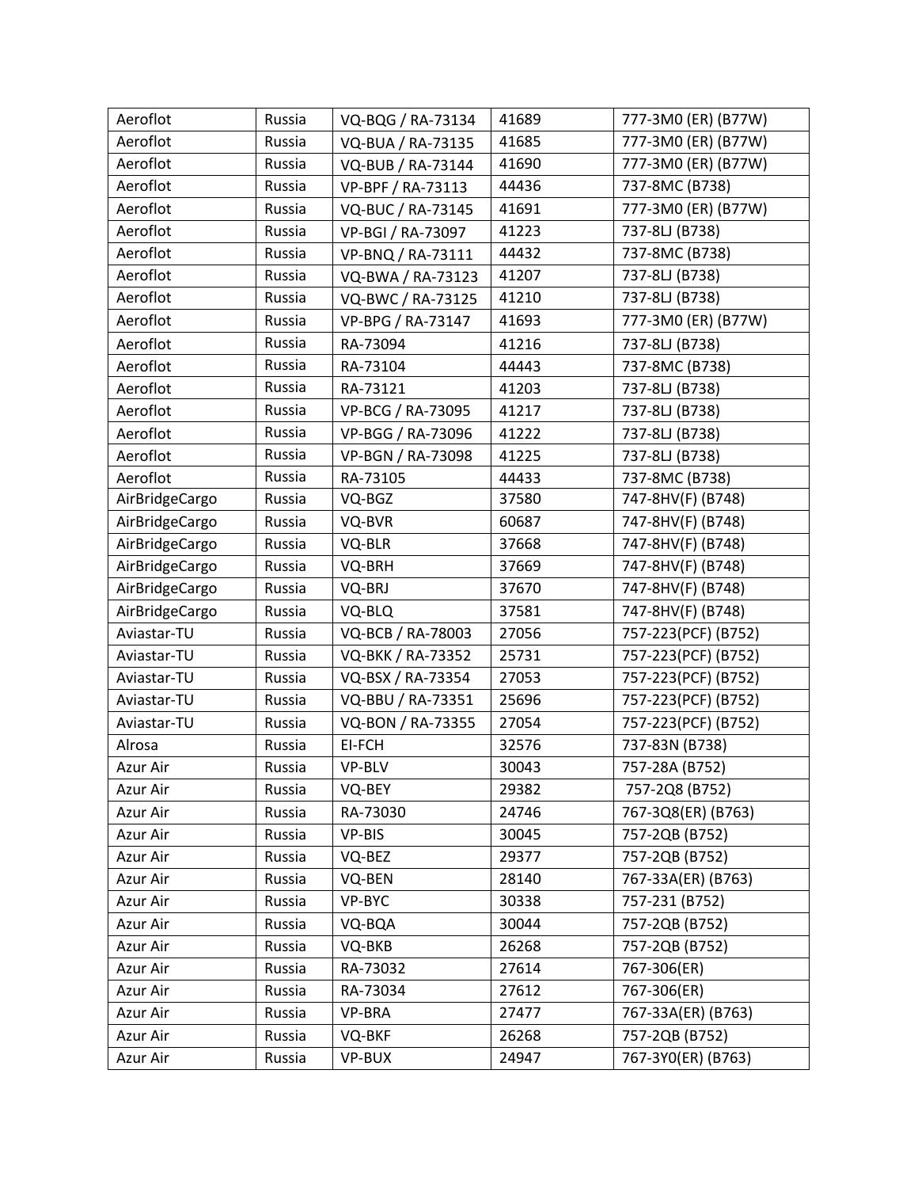| Aeroflot | Russia | VQ-BQG / RA-73134 | 41689 | 777-3M0 (ER) (B77W) |
|---|---|---|---|---|
| Aeroflot | Russia | VQ-BUA / RA-73135 | 41685 | 777-3M0 (ER) (B77W) |
| Aeroflot | Russia | VQ-BUB / RA-73144 | 41690 | 777-3M0 (ER) (B77W) |
| Aeroflot | Russia | VP-BPF / RA-73113 | 44436 | 737-8MC (B738) |
| Aeroflot | Russia | VQ-BUC / RA-73145 | 41691 | 777-3M0 (ER) (B77W) |
| Aeroflot | Russia | VP-BGI / RA-73097 | 41223 | 737-8LJ (B738) |
| Aeroflot | Russia | VP-BNQ / RA-73111 | 44432 | 737-8MC (B738) |
| Aeroflot | Russia | VQ-BWA / RA-73123 | 41207 | 737-8LJ (B738) |
| Aeroflot | Russia | VQ-BWC / RA-73125 | 41210 | 737-8LJ (B738) |
| Aeroflot | Russia | VP-BPG / RA-73147 | 41693 | 777-3M0 (ER) (B77W) |
| Aeroflot | Russia | RA-73094 | 41216 | 737-8LJ (B738) |
| Aeroflot | Russia | RA-73104 | 44443 | 737-8MC (B738) |
| Aeroflot | Russia | RA-73121 | 41203 | 737-8LJ (B738) |
| Aeroflot | Russia | VP-BCG / RA-73095 | 41217 | 737-8LJ (B738) |
| Aeroflot | Russia | VP-BGG / RA-73096 | 41222 | 737-8LJ (B738) |
| Aeroflot | Russia | VP-BGN / RA-73098 | 41225 | 737-8LJ (B738) |
| Aeroflot | Russia | RA-73105 | 44433 | 737-8MC (B738) |
| AirBridgeCargo | Russia | VQ-BGZ | 37580 | 747-8HV(F) (B748) |
| AirBridgeCargo | Russia | VQ-BVR | 60687 | 747-8HV(F) (B748) |
| AirBridgeCargo | Russia | VQ-BLR | 37668 | 747-8HV(F) (B748) |
| AirBridgeCargo | Russia | VQ-BRH | 37669 | 747-8HV(F) (B748) |
| AirBridgeCargo | Russia | VQ-BRJ | 37670 | 747-8HV(F) (B748) |
| AirBridgeCargo | Russia | VQ-BLQ | 37581 | 747-8HV(F) (B748) |
| Aviastar-TU | Russia | VQ-BCB / RA-78003 | 27056 | 757-223(PCF) (B752) |
| Aviastar-TU | Russia | VQ-BKK / RA-73352 | 25731 | 757-223(PCF) (B752) |
| Aviastar-TU | Russia | VQ-BSX / RA-73354 | 27053 | 757-223(PCF) (B752) |
| Aviastar-TU | Russia | VQ-BBU / RA-73351 | 25696 | 757-223(PCF) (B752) |
| Aviastar-TU | Russia | VQ-BON / RA-73355 | 27054 | 757-223(PCF) (B752) |
| Alrosa | Russia | EI-FCH | 32576 | 737-83N (B738) |
| Azur Air | Russia | VP-BLV | 30043 | 757-28A (B752) |
| Azur Air | Russia | VQ-BEY | 29382 | 757-2Q8 (B752) |
| Azur Air | Russia | RA-73030 | 24746 | 767-3Q8(ER) (B763) |
| Azur Air | Russia | VP-BIS | 30045 | 757-2QB (B752) |
| Azur Air | Russia | VQ-BEZ | 29377 | 757-2QB (B752) |
| Azur Air | Russia | VQ-BEN | 28140 | 767-33A(ER) (B763) |
| Azur Air | Russia | VP-BYC | 30338 | 757-231 (B752) |
| Azur Air | Russia | VQ-BQA | 30044 | 757-2QB (B752) |
| Azur Air | Russia | VQ-BKB | 26268 | 757-2QB (B752) |
| Azur Air | Russia | RA-73032 | 27614 | 767-306(ER) |
| Azur Air | Russia | RA-73034 | 27612 | 767-306(ER) |
| Azur Air | Russia | VP-BRA | 27477 | 767-33A(ER) (B763) |
| Azur Air | Russia | VQ-BKF | 26268 | 757-2QB (B752) |
| Azur Air | Russia | VP-BUX | 24947 | 767-3Y0(ER) (B763) |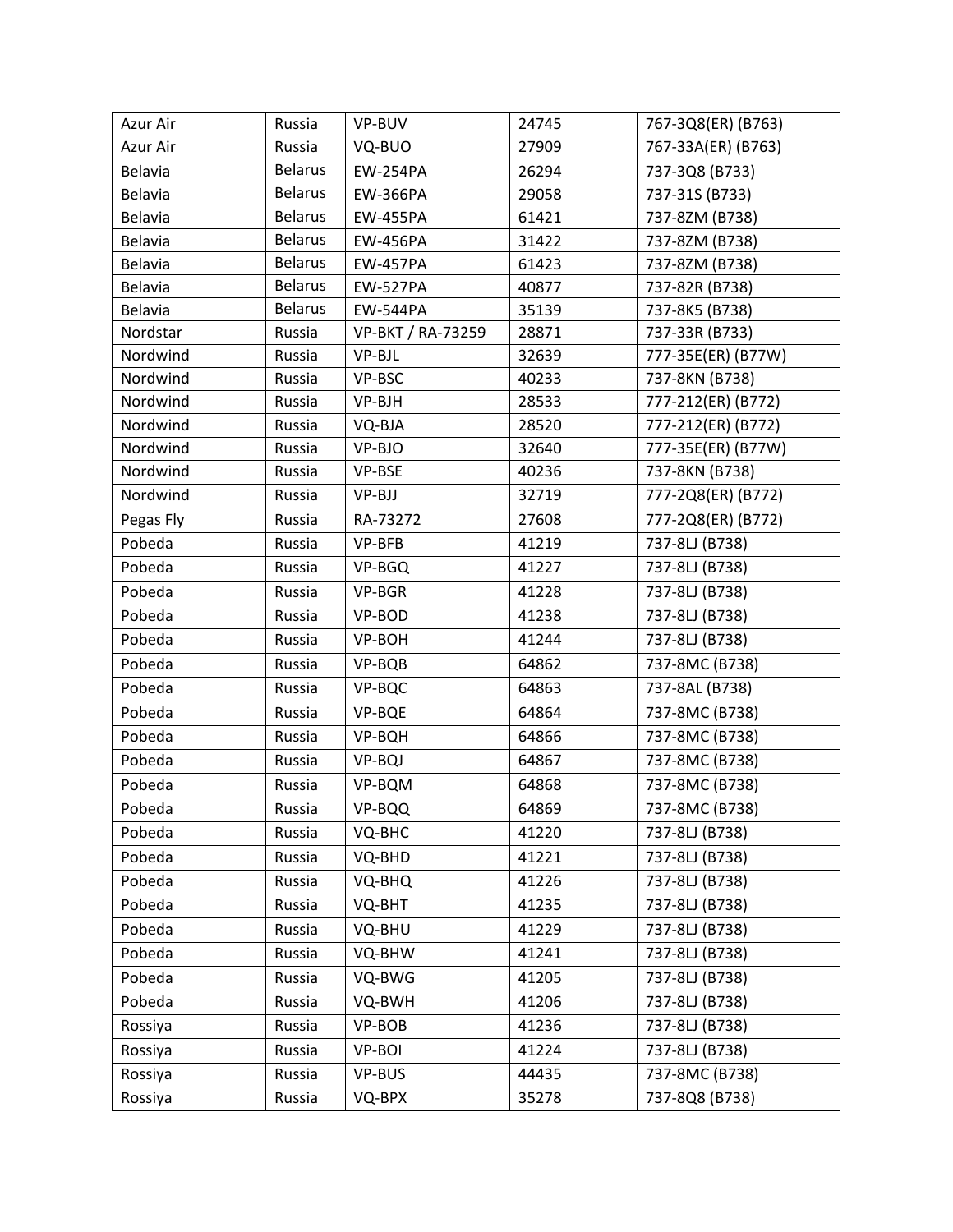| Azur Air | Russia | VP-BUV | 24745 | 767-3Q8(ER) (B763) |
|---|---|---|---|---|
| Azur Air | Russia | VQ-BUO | 27909 | 767-33A(ER) (B763) |
| Belavia | Belarus | EW-254PA | 26294 | 737-3Q8 (B733) |
| Belavia | Belarus | EW-366PA | 29058 | 737-31S (B733) |
| Belavia | Belarus | EW-455PA | 61421 | 737-8ZM (B738) |
| Belavia | Belarus | EW-456PA | 31422 | 737-8ZM (B738) |
| Belavia | Belarus | EW-457PA | 61423 | 737-8ZM (B738) |
| Belavia | Belarus | EW-527PA | 40877 | 737-82R (B738) |
| Belavia | Belarus | EW-544PA | 35139 | 737-8K5 (B738) |
| Nordstar | Russia | VP-BKT / RA-73259 | 28871 | 737-33R (B733) |
| Nordwind | Russia | VP-BJL | 32639 | 777-35E(ER) (B77W) |
| Nordwind | Russia | VP-BSC | 40233 | 737-8KN (B738) |
| Nordwind | Russia | VP-BJH | 28533 | 777-212(ER) (B772) |
| Nordwind | Russia | VQ-BJA | 28520 | 777-212(ER) (B772) |
| Nordwind | Russia | VP-BJO | 32640 | 777-35E(ER) (B77W) |
| Nordwind | Russia | VP-BSE | 40236 | 737-8KN (B738) |
| Nordwind | Russia | VP-BJJ | 32719 | 777-2Q8(ER) (B772) |
| Pegas Fly | Russia | RA-73272 | 27608 | 777-2Q8(ER) (B772) |
| Pobeda | Russia | VP-BFB | 41219 | 737-8LJ (B738) |
| Pobeda | Russia | VP-BGQ | 41227 | 737-8LJ (B738) |
| Pobeda | Russia | VP-BGR | 41228 | 737-8LJ (B738) |
| Pobeda | Russia | VP-BOD | 41238 | 737-8LJ (B738) |
| Pobeda | Russia | VP-BOH | 41244 | 737-8LJ (B738) |
| Pobeda | Russia | VP-BQB | 64862 | 737-8MC (B738) |
| Pobeda | Russia | VP-BQC | 64863 | 737-8AL (B738) |
| Pobeda | Russia | VP-BQE | 64864 | 737-8MC (B738) |
| Pobeda | Russia | VP-BQH | 64866 | 737-8MC (B738) |
| Pobeda | Russia | VP-BQJ | 64867 | 737-8MC (B738) |
| Pobeda | Russia | VP-BQM | 64868 | 737-8MC (B738) |
| Pobeda | Russia | VP-BQQ | 64869 | 737-8MC (B738) |
| Pobeda | Russia | VQ-BHC | 41220 | 737-8LJ (B738) |
| Pobeda | Russia | VQ-BHD | 41221 | 737-8LJ (B738) |
| Pobeda | Russia | VQ-BHQ | 41226 | 737-8LJ (B738) |
| Pobeda | Russia | VQ-BHT | 41235 | 737-8LJ (B738) |
| Pobeda | Russia | VQ-BHU | 41229 | 737-8LJ (B738) |
| Pobeda | Russia | VQ-BHW | 41241 | 737-8LJ (B738) |
| Pobeda | Russia | VQ-BWG | 41205 | 737-8LJ (B738) |
| Pobeda | Russia | VQ-BWH | 41206 | 737-8LJ (B738) |
| Rossiya | Russia | VP-BOB | 41236 | 737-8LJ (B738) |
| Rossiya | Russia | VP-BOI | 41224 | 737-8LJ (B738) |
| Rossiya | Russia | VP-BUS | 44435 | 737-8MC (B738) |
| Rossiya | Russia | VQ-BPX | 35278 | 737-8Q8 (B738) |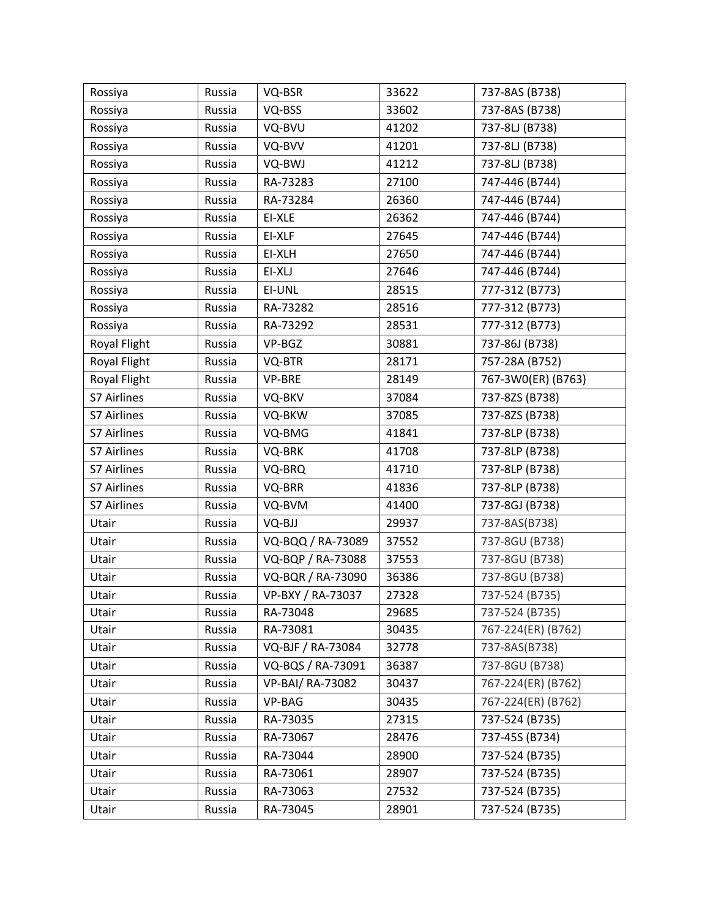| | | | | |
|---|---|---|---|---|
| Rossiya | Russia | VQ-BSR | 33622 | 737-8AS (B738) |
| Rossiya | Russia | VQ-BSS | 33602 | 737-8AS (B738) |
| Rossiya | Russia | VQ-BVU | 41202 | 737-8LJ (B738) |
| Rossiya | Russia | VQ-BVV | 41201 | 737-8LJ (B738) |
| Rossiya | Russia | VQ-BWJ | 41212 | 737-8LJ (B738) |
| Rossiya | Russia | RA-73283 | 27100 | 747-446 (B744) |
| Rossiya | Russia | RA-73284 | 26360 | 747-446 (B744) |
| Rossiya | Russia | EI-XLE | 26362 | 747-446 (B744) |
| Rossiya | Russia | EI-XLF | 27645 | 747-446 (B744) |
| Rossiya | Russia | EI-XLH | 27650 | 747-446 (B744) |
| Rossiya | Russia | EI-XLJ | 27646 | 747-446 (B744) |
| Rossiya | Russia | EI-UNL | 28515 | 777-312 (B773) |
| Rossiya | Russia | RA-73282 | 28516 | 777-312 (B773) |
| Rossiya | Russia | RA-73292 | 28531 | 777-312 (B773) |
| Royal Flight | Russia | VP-BGZ | 30881 | 737-86J (B738) |
| Royal Flight | Russia | VQ-BTR | 28171 | 757-28A (B752) |
| Royal Flight | Russia | VP-BRE | 28149 | 767-3W0(ER) (B763) |
| S7 Airlines | Russia | VQ-BKV | 37084 | 737-8ZS (B738) |
| S7 Airlines | Russia | VQ-BKW | 37085 | 737-8ZS (B738) |
| S7 Airlines | Russia | VQ-BMG | 41841 | 737-8LP (B738) |
| S7 Airlines | Russia | VQ-BRK | 41708 | 737-8LP (B738) |
| S7 Airlines | Russia | VQ-BRQ | 41710 | 737-8LP (B738) |
| S7 Airlines | Russia | VQ-BRR | 41836 | 737-8LP (B738) |
| S7 Airlines | Russia | VQ-BVM | 41400 | 737-8GJ (B738) |
| Utair | Russia | VQ-BJJ | 29937 | 737-8AS(B738) |
| Utair | Russia | VQ-BQQ / RA-73089 | 37552 | 737-8GU (B738) |
| Utair | Russia | VQ-BQP / RA-73088 | 37553 | 737-8GU (B738) |
| Utair | Russia | VQ-BQR / RA-73090 | 36386 | 737-8GU (B738) |
| Utair | Russia | VP-BXY / RA-73037 | 27328 | 737-524 (B735) |
| Utair | Russia | RA-73048 | 29685 | 737-524 (B735) |
| Utair | Russia | RA-73081 | 30435 | 767-224(ER) (B762) |
| Utair | Russia | VQ-BJF / RA-73084 | 32778 | 737-8AS(B738) |
| Utair | Russia | VQ-BQS / RA-73091 | 36387 | 737-8GU (B738) |
| Utair | Russia | VP-BAI/ RA-73082 | 30437 | 767-224(ER) (B762) |
| Utair | Russia | VP-BAG | 30435 | 767-224(ER) (B762) |
| Utair | Russia | RA-73035 | 27315 | 737-524 (B735) |
| Utair | Russia | RA-73067 | 28476 | 737-45S (B734) |
| Utair | Russia | RA-73044 | 28900 | 737-524 (B735) |
| Utair | Russia | RA-73061 | 28907 | 737-524 (B735) |
| Utair | Russia | RA-73063 | 27532 | 737-524 (B735) |
| Utair | Russia | RA-73045 | 28901 | 737-524 (B735) |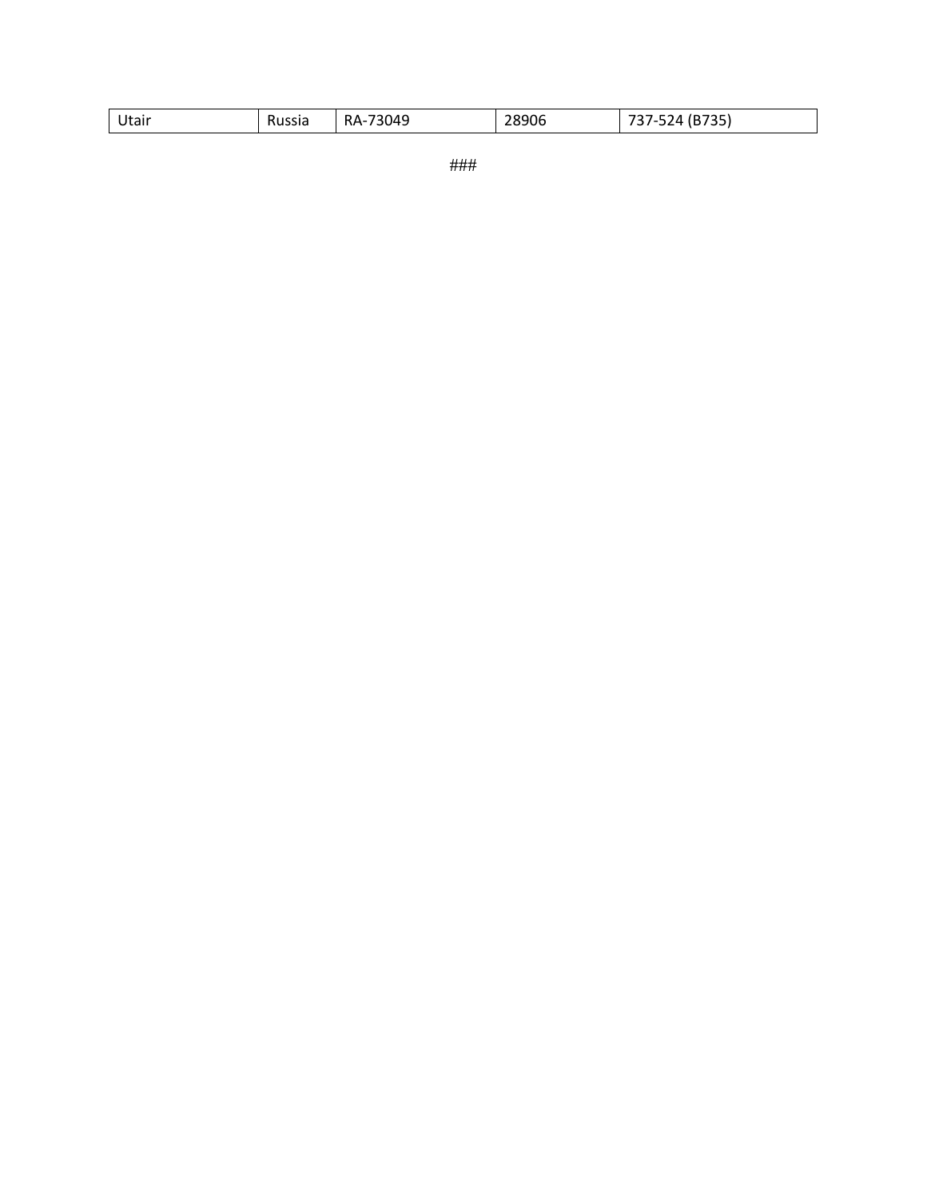| | | | | |
|---|---|---|---|---|
| Utair | Russia | RA-73049 | 28906 | 737-524 (B735) |

###